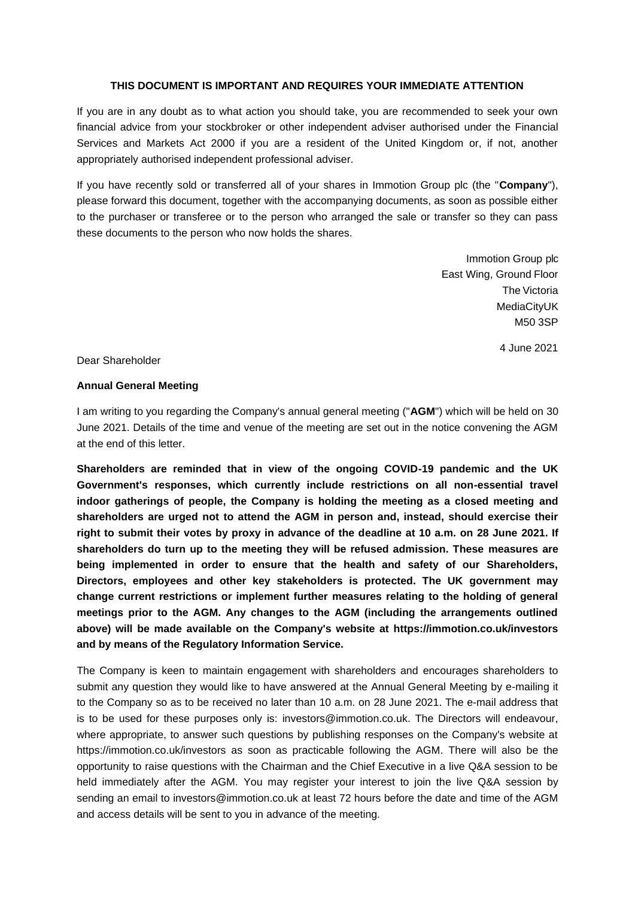**THIS DOCUMENT IS IMPORTANT AND REQUIRES YOUR IMMEDIATE ATTENTION**

If you are in any doubt as to what action you should take, you are recommended to seek your own financial advice from your stockbroker or other independent adviser authorised under the Financial Services and Markets Act 2000 if you are a resident of the United Kingdom or, if not, another appropriately authorised independent professional adviser.

If you have recently sold or transferred all of your shares in Immotion Group plc (the "**Company**"), please forward this document, together with the accompanying documents, as soon as possible either to the purchaser or transferee or to the person who arranged the sale or transfer so they can pass these documents to the person who now holds the shares.

Immotion Group plc
East Wing, Ground Floor
The Victoria
MediaCityUK
M50 3SP

4 June 2021

Dear Shareholder

**Annual General Meeting**

I am writing to you regarding the Company's annual general meeting ("**AGM**") which will be held on 30 June 2021. Details of the time and venue of the meeting are set out in the notice convening the AGM at the end of this letter.

**Shareholders are reminded that in view of the ongoing COVID-19 pandemic and the UK Government's responses, which currently include restrictions on all non-essential travel indoor gatherings of people, the Company is holding the meeting as a closed meeting and shareholders are urged not to attend the AGM in person and, instead, should exercise their right to submit their votes by proxy in advance of the deadline at 10 a.m. on 28 June 2021. If shareholders do turn up to the meeting they will be refused admission. These measures are being implemented in order to ensure that the health and safety of our Shareholders, Directors, employees and other key stakeholders is protected. The UK government may change current restrictions or implement further measures relating to the holding of general meetings prior to the AGM. Any changes to the AGM (including the arrangements outlined above) will be made available on the Company's website at https://immotion.co.uk/investors and by means of the Regulatory Information Service.**

The Company is keen to maintain engagement with shareholders and encourages shareholders to submit any question they would like to have answered at the Annual General Meeting by e-mailing it to the Company so as to be received no later than 10 a.m. on 28 June 2021. The e-mail address that is to be used for these purposes only is: investors@immotion.co.uk. The Directors will endeavour, where appropriate, to answer such questions by publishing responses on the Company's website at https://immotion.co.uk/investors as soon as practicable following the AGM. There will also be the opportunity to raise questions with the Chairman and the Chief Executive in a live Q&A session to be held immediately after the AGM. You may register your interest to join the live Q&A session by sending an email to investors@immotion.co.uk at least 72 hours before the date and time of the AGM and access details will be sent to you in advance of the meeting.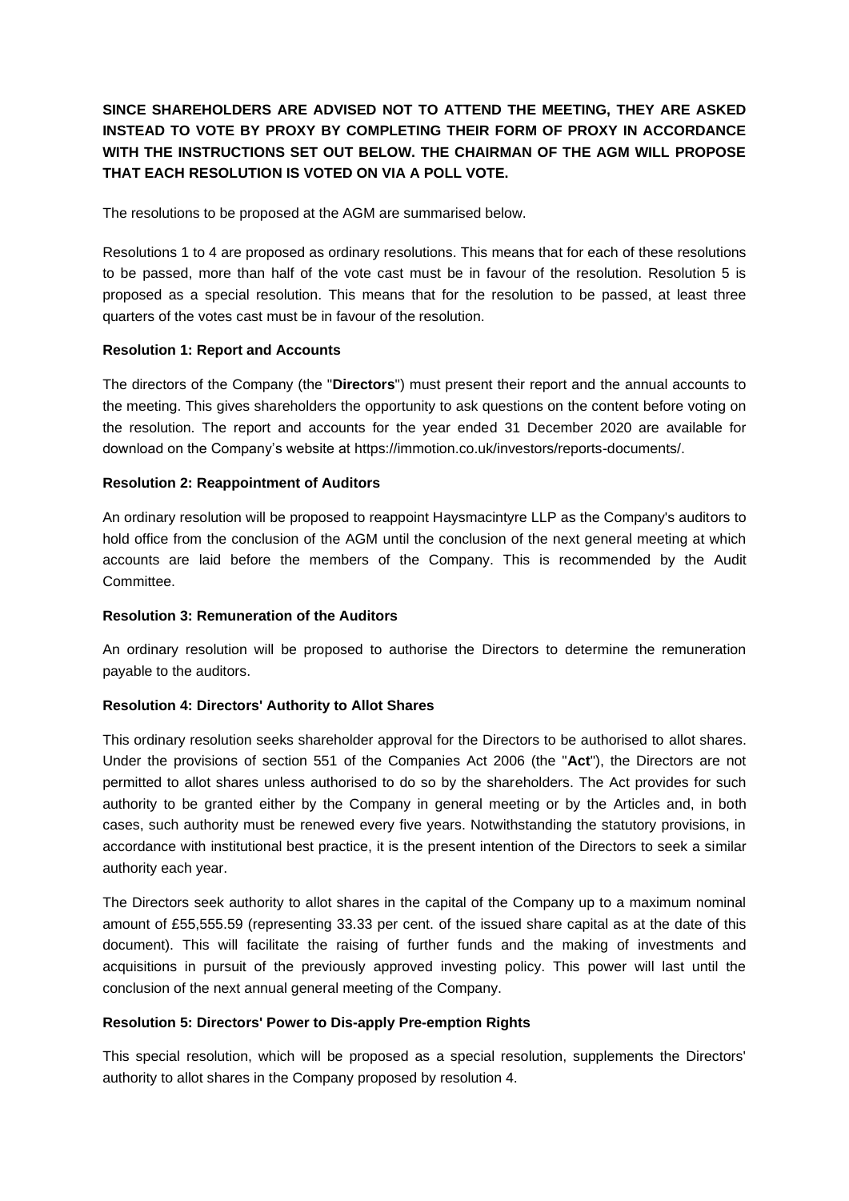**SINCE SHAREHOLDERS ARE ADVISED NOT TO ATTEND THE MEETING, THEY ARE ASKED INSTEAD TO VOTE BY PROXY BY COMPLETING THEIR FORM OF PROXY IN ACCORDANCE WITH THE INSTRUCTIONS SET OUT BELOW. THE CHAIRMAN OF THE AGM WILL PROPOSE THAT EACH RESOLUTION IS VOTED ON VIA A POLL VOTE.**

The resolutions to be proposed at the AGM are summarised below.

Resolutions 1 to 4 are proposed as ordinary resolutions. This means that for each of these resolutions to be passed, more than half of the vote cast must be in favour of the resolution. Resolution 5 is proposed as a special resolution. This means that for the resolution to be passed, at least three quarters of the votes cast must be in favour of the resolution.

**Resolution 1: Report and Accounts**

The directors of the Company (the "**Directors**") must present their report and the annual accounts to the meeting. This gives shareholders the opportunity to ask questions on the content before voting on the resolution. The report and accounts for the year ended 31 December 2020 are available for download on the Company's website at https://immotion.co.uk/investors/reports-documents/.

**Resolution 2: Reappointment of Auditors**

An ordinary resolution will be proposed to reappoint Haysmacintyre LLP as the Company's auditors to hold office from the conclusion of the AGM until the conclusion of the next general meeting at which accounts are laid before the members of the Company. This is recommended by the Audit Committee.

**Resolution 3: Remuneration of the Auditors**

An ordinary resolution will be proposed to authorise the Directors to determine the remuneration payable to the auditors.

**Resolution 4: Directors' Authority to Allot Shares**

This ordinary resolution seeks shareholder approval for the Directors to be authorised to allot shares. Under the provisions of section 551 of the Companies Act 2006 (the "**Act**"), the Directors are not permitted to allot shares unless authorised to do so by the shareholders. The Act provides for such authority to be granted either by the Company in general meeting or by the Articles and, in both cases, such authority must be renewed every five years. Notwithstanding the statutory provisions, in accordance with institutional best practice, it is the present intention of the Directors to seek a similar authority each year.

The Directors seek authority to allot shares in the capital of the Company up to a maximum nominal amount of £55,555.59 (representing 33.33 per cent. of the issued share capital as at the date of this document). This will facilitate the raising of further funds and the making of investments and acquisitions in pursuit of the previously approved investing policy. This power will last until the conclusion of the next annual general meeting of the Company.

**Resolution 5: Directors' Power to Dis-apply Pre-emption Rights**

This special resolution, which will be proposed as a special resolution, supplements the Directors' authority to allot shares in the Company proposed by resolution 4.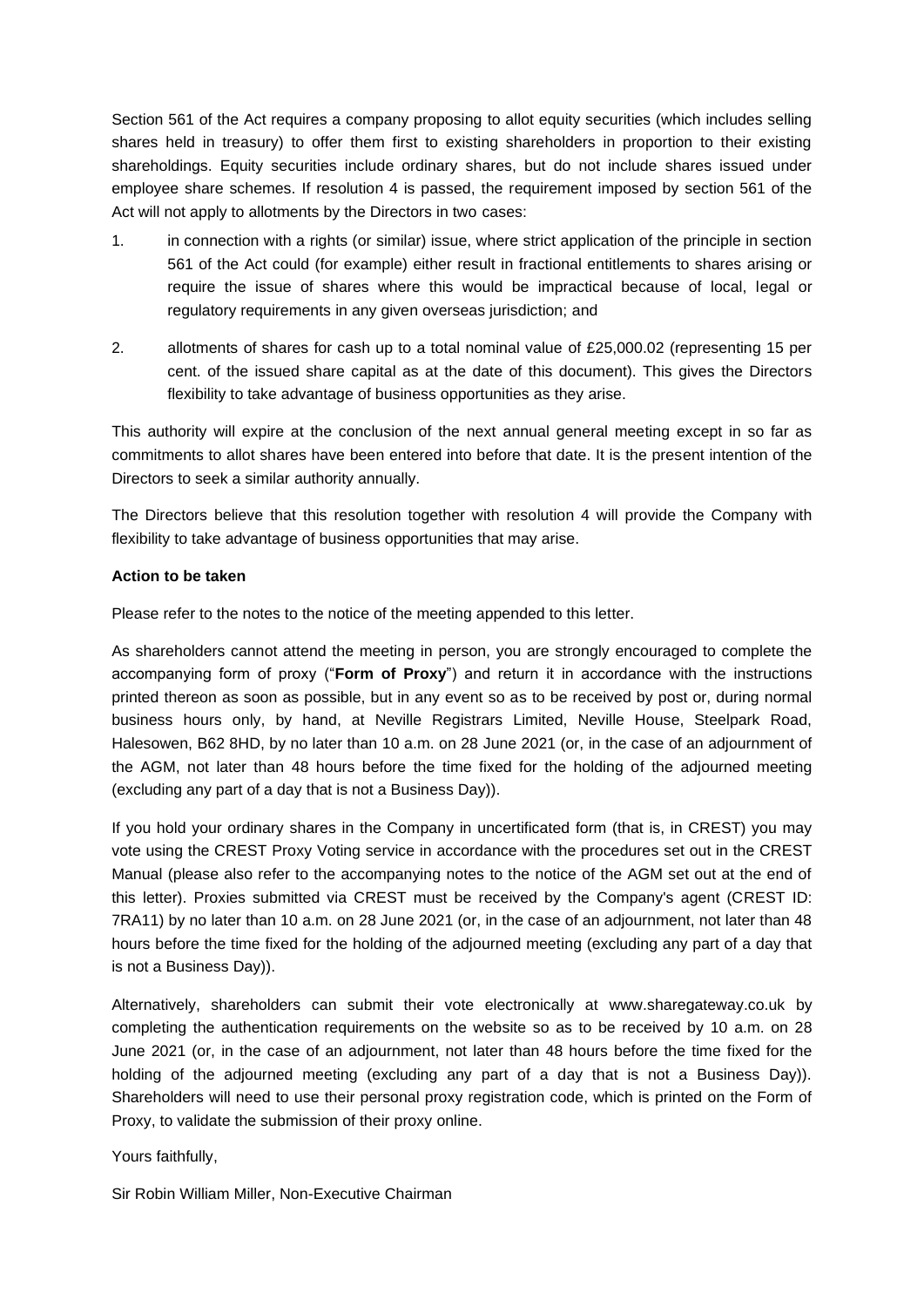Section 561 of the Act requires a company proposing to allot equity securities (which includes selling shares held in treasury) to offer them first to existing shareholders in proportion to their existing shareholdings. Equity securities include ordinary shares, but do not include shares issued under employee share schemes. If resolution 4 is passed, the requirement imposed by section 561 of the Act will not apply to allotments by the Directors in two cases:

1. in connection with a rights (or similar) issue, where strict application of the principle in section 561 of the Act could (for example) either result in fractional entitlements to shares arising or require the issue of shares where this would be impractical because of local, legal or regulatory requirements in any given overseas jurisdiction; and

2. allotments of shares for cash up to a total nominal value of £25,000.02 (representing 15 per cent. of the issued share capital as at the date of this document). This gives the Directors flexibility to take advantage of business opportunities as they arise.

This authority will expire at the conclusion of the next annual general meeting except in so far as commitments to allot shares have been entered into before that date. It is the present intention of the Directors to seek a similar authority annually.

The Directors believe that this resolution together with resolution 4 will provide the Company with flexibility to take advantage of business opportunities that may arise.

**Action to be taken**

Please refer to the notes to the notice of the meeting appended to this letter.

As shareholders cannot attend the meeting in person, you are strongly encouraged to complete the accompanying form of proxy ("**Form of Proxy**") and return it in accordance with the instructions printed thereon as soon as possible, but in any event so as to be received by post or, during normal business hours only, by hand, at Neville Registrars Limited, Neville House, Steelpark Road, Halesowen, B62 8HD, by no later than 10 a.m. on 28 June 2021 (or, in the case of an adjournment of the AGM, not later than 48 hours before the time fixed for the holding of the adjourned meeting (excluding any part of a day that is not a Business Day)).

If you hold your ordinary shares in the Company in uncertificated form (that is, in CREST) you may vote using the CREST Proxy Voting service in accordance with the procedures set out in the CREST Manual (please also refer to the accompanying notes to the notice of the AGM set out at the end of this letter). Proxies submitted via CREST must be received by the Company's agent (CREST ID: 7RA11) by no later than 10 a.m. on 28 June 2021 (or, in the case of an adjournment, not later than 48 hours before the time fixed for the holding of the adjourned meeting (excluding any part of a day that is not a Business Day)).

Alternatively, shareholders can submit their vote electronically at www.sharegateway.co.uk by completing the authentication requirements on the website so as to be received by 10 a.m. on 28 June 2021 (or, in the case of an adjournment, not later than 48 hours before the time fixed for the holding of the adjourned meeting (excluding any part of a day that is not a Business Day)). Shareholders will need to use their personal proxy registration code, which is printed on the Form of Proxy, to validate the submission of their proxy online.

Yours faithfully,

Sir Robin William Miller, Non-Executive Chairman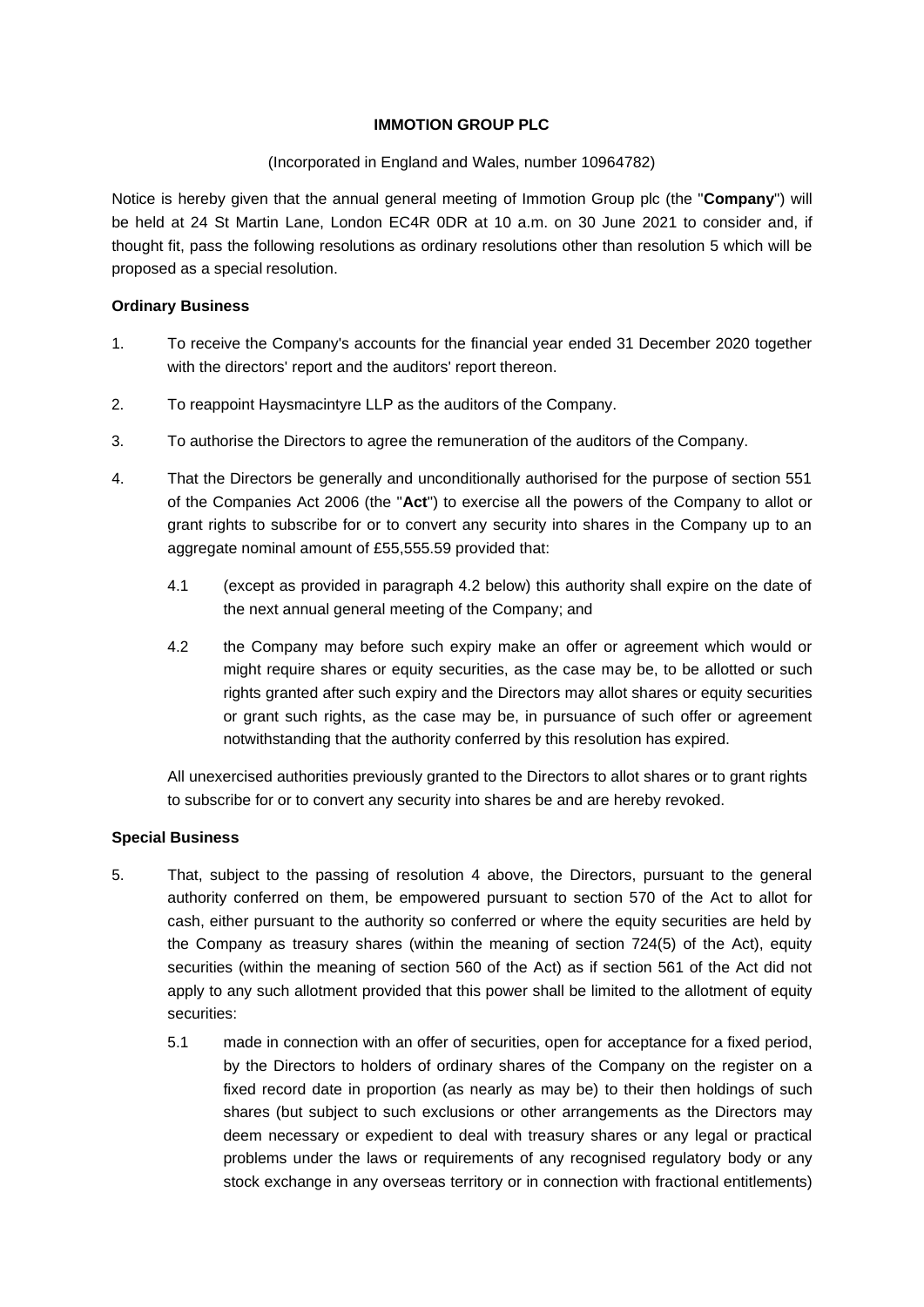**IMMOTION GROUP PLC**

(Incorporated in England and Wales, number 10964782)

Notice is hereby given that the annual general meeting of Immotion Group plc (the "**Company**") will be held at 24 St Martin Lane, London EC4R 0DR at 10 a.m. on 30 June 2021 to consider and, if thought fit, pass the following resolutions as ordinary resolutions other than resolution 5 which will be proposed as a special resolution.

**Ordinary Business**

1. To receive the Company's accounts for the financial year ended 31 December 2020 together with the directors' report and the auditors' report thereon.

2. To reappoint Haysmacintyre LLP as the auditors of the Company.

3. To authorise the Directors to agree the remuneration of the auditors of the Company.

4. That the Directors be generally and unconditionally authorised for the purpose of section 551 of the Companies Act 2006 (the "**Act**") to exercise all the powers of the Company to allot or grant rights to subscribe for or to convert any security into shares in the Company up to an aggregate nominal amount of £55,555.59 provided that:

   4.1 (except as provided in paragraph 4.2 below) this authority shall expire on the date of the next annual general meeting of the Company; and

   4.2 the Company may before such expiry make an offer or agreement which would or might require shares or equity securities, as the case may be, to be allotted or such rights granted after such expiry and the Directors may allot shares or equity securities or grant such rights, as the case may be, in pursuance of such offer or agreement notwithstanding that the authority conferred by this resolution has expired.

   All unexercised authorities previously granted to the Directors to allot shares or to grant rights to subscribe for or to convert any security into shares be and are hereby revoked.

**Special Business**

5. That, subject to the passing of resolution 4 above, the Directors, pursuant to the general authority conferred on them, be empowered pursuant to section 570 of the Act to allot for cash, either pursuant to the authority so conferred or where the equity securities are held by the Company as treasury shares (within the meaning of section 724(5) of the Act), equity securities (within the meaning of section 560 of the Act) as if section 561 of the Act did not apply to any such allotment provided that this power shall be limited to the allotment of equity securities:

   5.1 made in connection with an offer of securities, open for acceptance for a fixed period, by the Directors to holders of ordinary shares of the Company on the register on a fixed record date in proportion (as nearly as may be) to their then holdings of such shares (but subject to such exclusions or other arrangements as the Directors may deem necessary or expedient to deal with treasury shares or any legal or practical problems under the laws or requirements of any recognised regulatory body or any stock exchange in any overseas territory or in connection with fractional entitlements)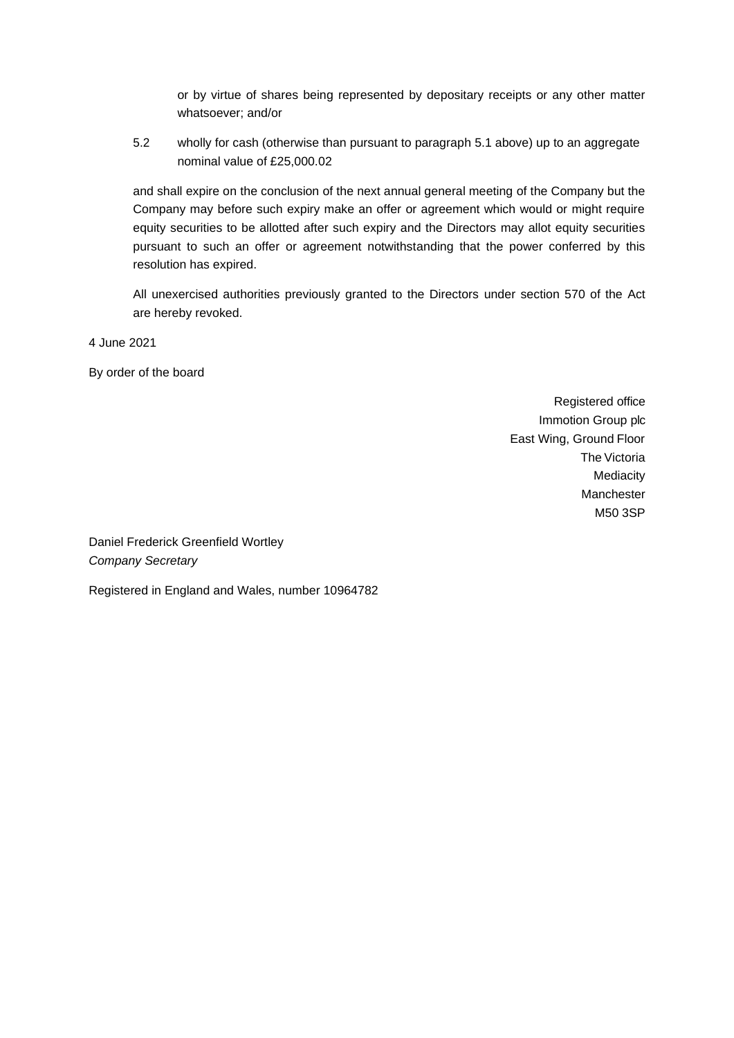or by virtue of shares being represented by depositary receipts or any other matter whatsoever; and/or

5.2 wholly for cash (otherwise than pursuant to paragraph 5.1 above) up to an aggregate nominal value of £25,000.02

and shall expire on the conclusion of the next annual general meeting of the Company but the Company may before such expiry make an offer or agreement which would or might require equity securities to be allotted after such expiry and the Directors may allot equity securities pursuant to such an offer or agreement notwithstanding that the power conferred by this resolution has expired.

All unexercised authorities previously granted to the Directors under section 570 of the Act are hereby revoked.

4 June 2021

By order of the board

Registered office
Immotion Group plc
East Wing, Ground Floor
The Victoria
Mediacity
Manchester
M50 3SP

Daniel Frederick Greenfield Wortley
*Company Secretary*

Registered in England and Wales, number 10964782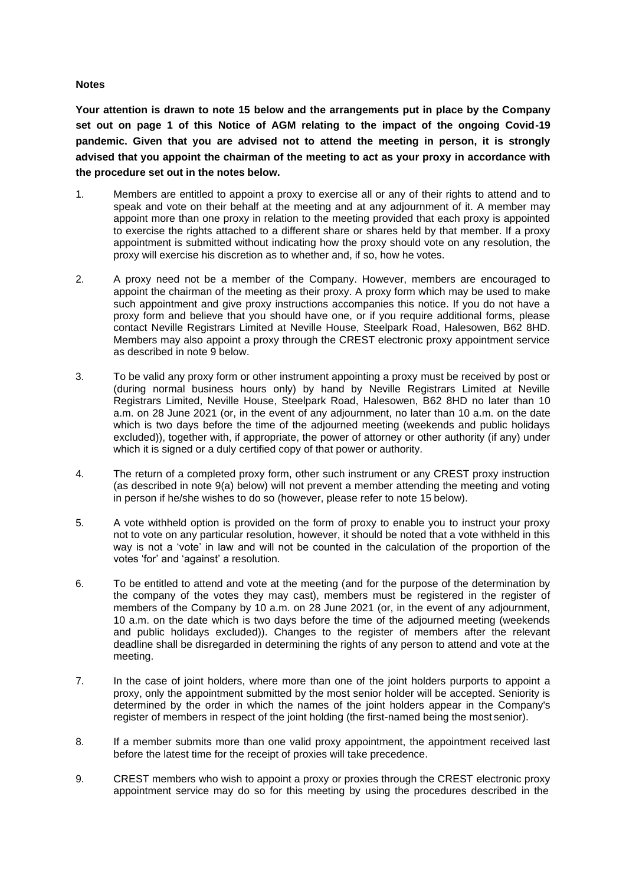**Notes**

**Your attention is drawn to note 15 below and the arrangements put in place by the Company set out on page 1 of this Notice of AGM relating to the impact of the ongoing Covid-19 pandemic. Given that you are advised not to attend the meeting in person, it is strongly advised that you appoint the chairman of the meeting to act as your proxy in accordance with the procedure set out in the notes below.**

1. Members are entitled to appoint a proxy to exercise all or any of their rights to attend and to speak and vote on their behalf at the meeting and at any adjournment of it. A member may appoint more than one proxy in relation to the meeting provided that each proxy is appointed to exercise the rights attached to a different share or shares held by that member. If a proxy appointment is submitted without indicating how the proxy should vote on any resolution, the proxy will exercise his discretion as to whether and, if so, how he votes.

2. A proxy need not be a member of the Company. However, members are encouraged to appoint the chairman of the meeting as their proxy. A proxy form which may be used to make such appointment and give proxy instructions accompanies this notice. If you do not have a proxy form and believe that you should have one, or if you require additional forms, please contact Neville Registrars Limited at Neville House, Steelpark Road, Halesowen, B62 8HD. Members may also appoint a proxy through the CREST electronic proxy appointment service as described in note 9 below.

3. To be valid any proxy form or other instrument appointing a proxy must be received by post or (during normal business hours only) by hand by Neville Registrars Limited at Neville Registrars Limited, Neville House, Steelpark Road, Halesowen, B62 8HD no later than 10 a.m. on 28 June 2021 (or, in the event of any adjournment, no later than 10 a.m. on the date which is two days before the time of the adjourned meeting (weekends and public holidays excluded)), together with, if appropriate, the power of attorney or other authority (if any) under which it is signed or a duly certified copy of that power or authority.

4. The return of a completed proxy form, other such instrument or any CREST proxy instruction (as described in note 9(a) below) will not prevent a member attending the meeting and voting in person if he/she wishes to do so (however, please refer to note 15 below).

5. A vote withheld option is provided on the form of proxy to enable you to instruct your proxy not to vote on any particular resolution, however, it should be noted that a vote withheld in this way is not a 'vote' in law and will not be counted in the calculation of the proportion of the votes 'for' and 'against' a resolution.

6. To be entitled to attend and vote at the meeting (and for the purpose of the determination by the company of the votes they may cast), members must be registered in the register of members of the Company by 10 a.m. on 28 June 2021 (or, in the event of any adjournment, 10 a.m. on the date which is two days before the time of the adjourned meeting (weekends and public holidays excluded)). Changes to the register of members after the relevant deadline shall be disregarded in determining the rights of any person to attend and vote at the meeting.

7. In the case of joint holders, where more than one of the joint holders purports to appoint a proxy, only the appointment submitted by the most senior holder will be accepted. Seniority is determined by the order in which the names of the joint holders appear in the Company's register of members in respect of the joint holding (the first-named being the most senior).

8. If a member submits more than one valid proxy appointment, the appointment received last before the latest time for the receipt of proxies will take precedence.

9. CREST members who wish to appoint a proxy or proxies through the CREST electronic proxy appointment service may do so for this meeting by using the procedures described in the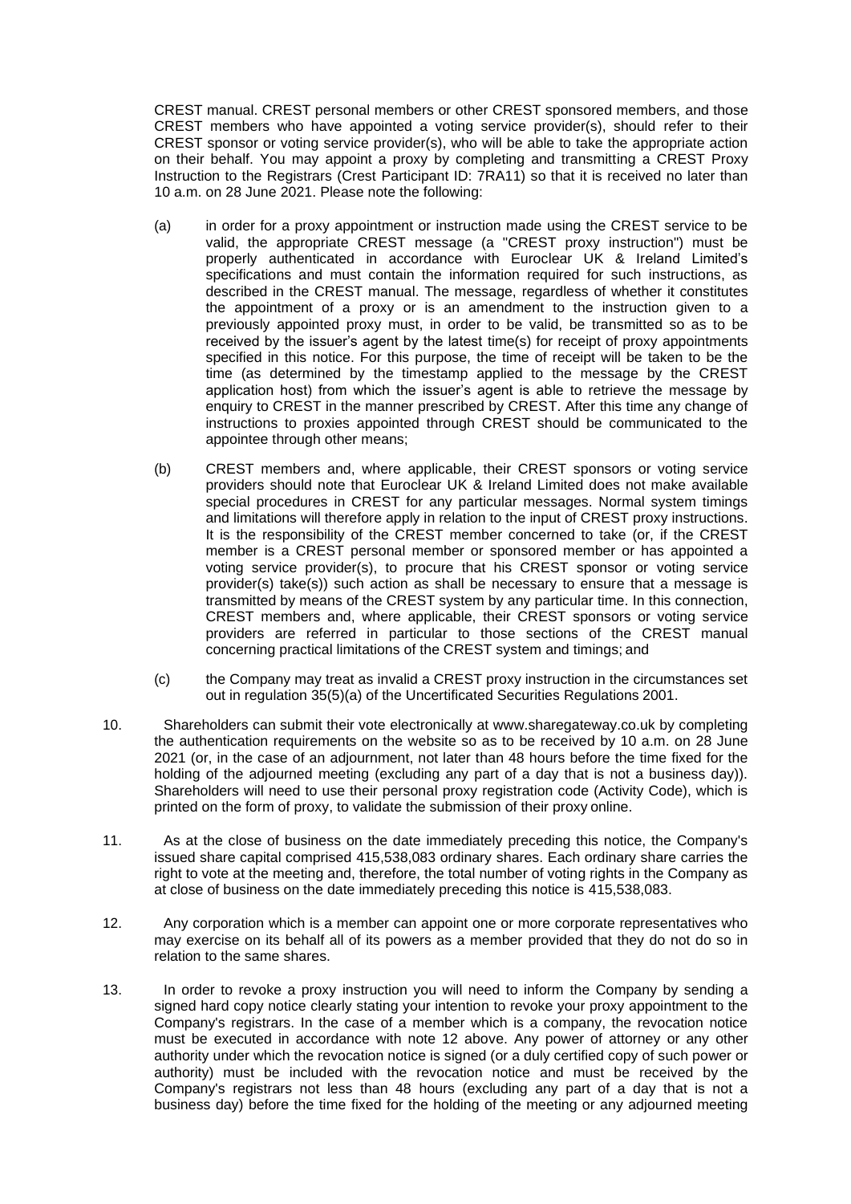CREST manual. CREST personal members or other CREST sponsored members, and those CREST members who have appointed a voting service provider(s), should refer to their CREST sponsor or voting service provider(s), who will be able to take the appropriate action on their behalf. You may appoint a proxy by completing and transmitting a CREST Proxy Instruction to the Registrars (Crest Participant ID: 7RA11) so that it is received no later than 10 a.m. on 28 June 2021. Please note the following:

(a) in order for a proxy appointment or instruction made using the CREST service to be valid, the appropriate CREST message (a "CREST proxy instruction") must be properly authenticated in accordance with Euroclear UK & Ireland Limited's specifications and must contain the information required for such instructions, as described in the CREST manual. The message, regardless of whether it constitutes the appointment of a proxy or is an amendment to the instruction given to a previously appointed proxy must, in order to be valid, be transmitted so as to be received by the issuer's agent by the latest time(s) for receipt of proxy appointments specified in this notice. For this purpose, the time of receipt will be taken to be the time (as determined by the timestamp applied to the message by the CREST application host) from which the issuer's agent is able to retrieve the message by enquiry to CREST in the manner prescribed by CREST. After this time any change of instructions to proxies appointed through CREST should be communicated to the appointee through other means;

(b) CREST members and, where applicable, their CREST sponsors or voting service providers should note that Euroclear UK & Ireland Limited does not make available special procedures in CREST for any particular messages. Normal system timings and limitations will therefore apply in relation to the input of CREST proxy instructions. It is the responsibility of the CREST member concerned to take (or, if the CREST member is a CREST personal member or sponsored member or has appointed a voting service provider(s), to procure that his CREST sponsor or voting service provider(s) take(s)) such action as shall be necessary to ensure that a message is transmitted by means of the CREST system by any particular time. In this connection, CREST members and, where applicable, their CREST sponsors or voting service providers are referred in particular to those sections of the CREST manual concerning practical limitations of the CREST system and timings; and

(c) the Company may treat as invalid a CREST proxy instruction in the circumstances set out in regulation 35(5)(a) of the Uncertificated Securities Regulations 2001.

10. Shareholders can submit their vote electronically at www.sharegateway.co.uk by completing the authentication requirements on the website so as to be received by 10 a.m. on 28 June 2021 (or, in the case of an adjournment, not later than 48 hours before the time fixed for the holding of the adjourned meeting (excluding any part of a day that is not a business day)). Shareholders will need to use their personal proxy registration code (Activity Code), which is printed on the form of proxy, to validate the submission of their proxy online.

11. As at the close of business on the date immediately preceding this notice, the Company's issued share capital comprised 415,538,083 ordinary shares. Each ordinary share carries the right to vote at the meeting and, therefore, the total number of voting rights in the Company as at close of business on the date immediately preceding this notice is 415,538,083.

12. Any corporation which is a member can appoint one or more corporate representatives who may exercise on its behalf all of its powers as a member provided that they do not do so in relation to the same shares.

13. In order to revoke a proxy instruction you will need to inform the Company by sending a signed hard copy notice clearly stating your intention to revoke your proxy appointment to the Company's registrars. In the case of a member which is a company, the revocation notice must be executed in accordance with note 12 above. Any power of attorney or any other authority under which the revocation notice is signed (or a duly certified copy of such power or authority) must be included with the revocation notice and must be received by the Company's registrars not less than 48 hours (excluding any part of a day that is not a business day) before the time fixed for the holding of the meeting or any adjourned meeting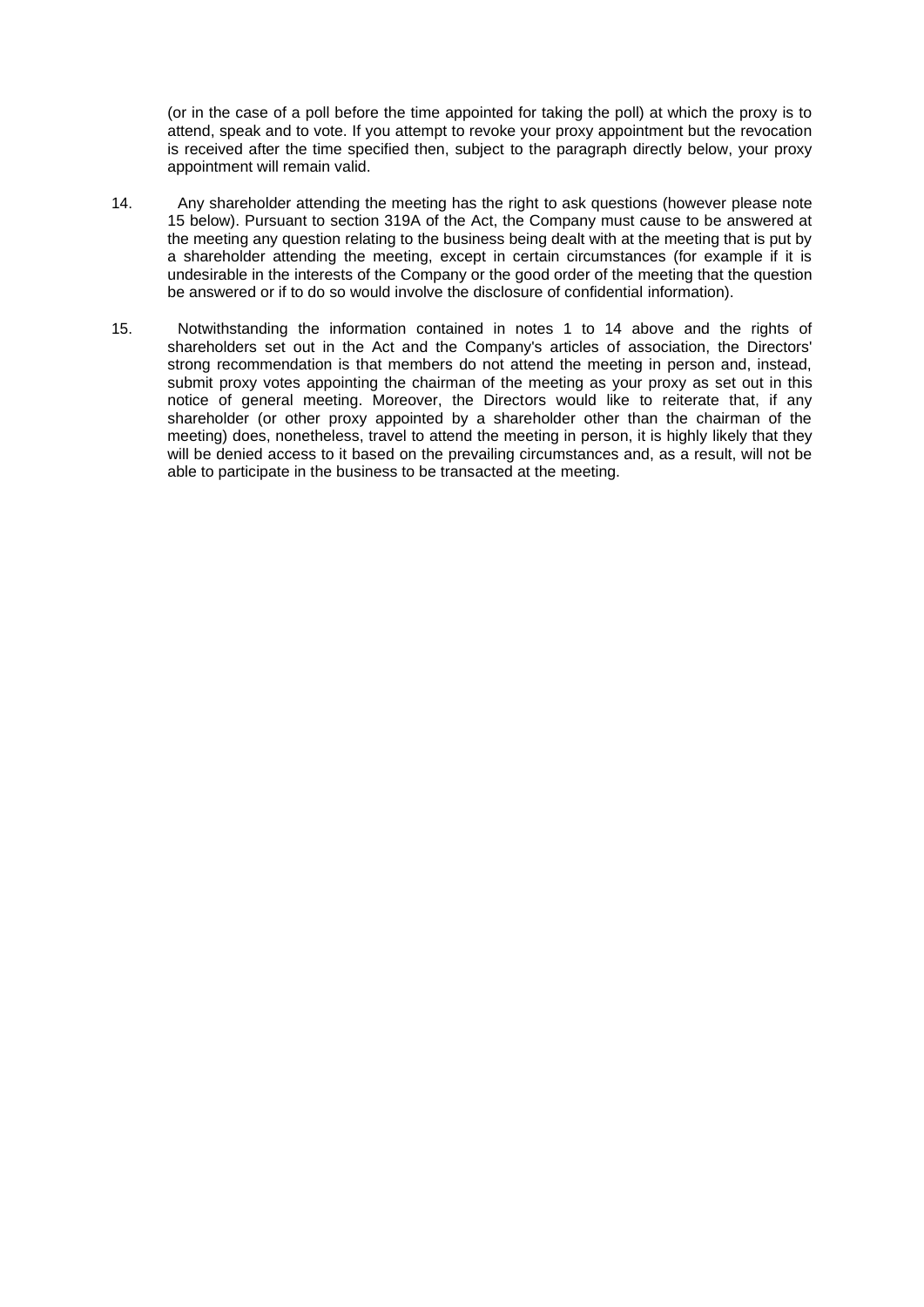(or in the case of a poll before the time appointed for taking the poll) at which the proxy is to attend, speak and to vote. If you attempt to revoke your proxy appointment but the revocation is received after the time specified then, subject to the paragraph directly below, your proxy appointment will remain valid.

14. Any shareholder attending the meeting has the right to ask questions (however please note 15 below). Pursuant to section 319A of the Act, the Company must cause to be answered at the meeting any question relating to the business being dealt with at the meeting that is put by a shareholder attending the meeting, except in certain circumstances (for example if it is undesirable in the interests of the Company or the good order of the meeting that the question be answered or if to do so would involve the disclosure of confidential information).

15. Notwithstanding the information contained in notes 1 to 14 above and the rights of shareholders set out in the Act and the Company's articles of association, the Directors' strong recommendation is that members do not attend the meeting in person and, instead, submit proxy votes appointing the chairman of the meeting as your proxy as set out in this notice of general meeting. Moreover, the Directors would like to reiterate that, if any shareholder (or other proxy appointed by a shareholder other than the chairman of the meeting) does, nonetheless, travel to attend the meeting in person, it is highly likely that they will be denied access to it based on the prevailing circumstances and, as a result, will not be able to participate in the business to be transacted at the meeting.